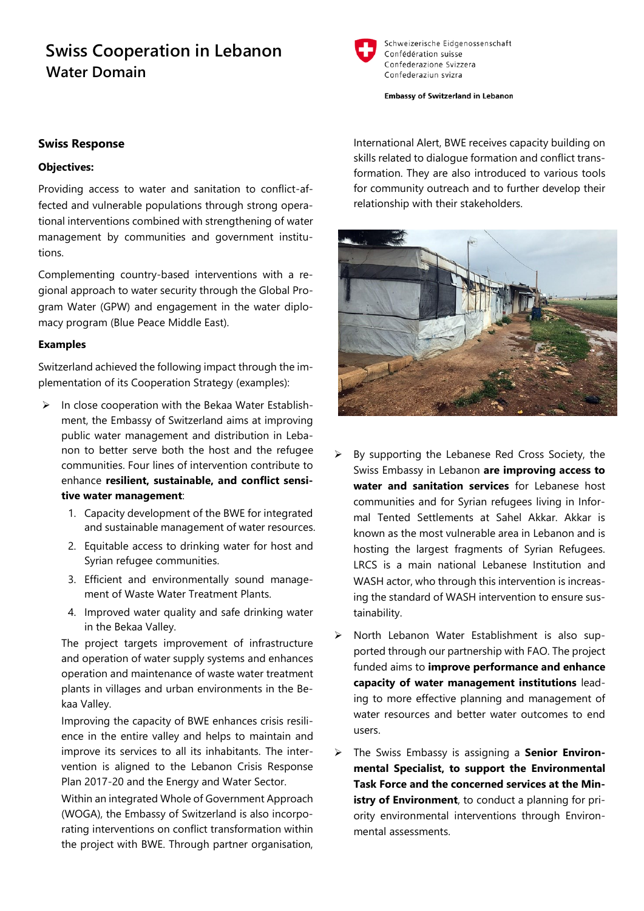# Swiss Cooperation in Lebanon
## Water Domain

Schweizerische Eidgenossenschaft
Confédération suisse
Confederazione Svizzera
Confederaziun svizra

**Embassy of Switzerland in Lebanon**

### Swiss Response

**Objectives:**

Providing access to water and sanitation to conflict-affected and vulnerable populations through strong operational interventions combined with strengthening of water management by communities and government institutions.

Complementing country-based interventions with a regional approach to water security through the Global Program Water (GPW) and engagement in the water diplomacy program (Blue Peace Middle East).

**Examples**

Switzerland achieved the following impact through the implementation of its Cooperation Strategy (examples):

- In close cooperation with the Bekaa Water Establishment, the Embassy of Switzerland aims at improving public water management and distribution in Lebanon to better serve both the host and the refugee communities. Four lines of intervention contribute to enhance **resilient, sustainable, and conflict sensitive water management**:
  1. Capacity development of the BWE for integrated and sustainable management of water resources.
  2. Equitable access to drinking water for host and Syrian refugee communities.
  3. Efficient and environmentally sound management of Waste Water Treatment Plants.
  4. Improved water quality and safe drinking water in the Bekaa Valley.

  The project targets improvement of infrastructure and operation of water supply systems and enhances operation and maintenance of waste water treatment plants in villages and urban environments in the Bekaa Valley.

  Improving the capacity of BWE enhances crisis resilience in the entire valley and helps to maintain and improve its services to all its inhabitants. The intervention is aligned to the Lebanon Crisis Response Plan 2017-20 and the Energy and Water Sector.

  Within an integrated Whole of Government Approach (WOGA), the Embassy of Switzerland is also incorporating interventions on conflict transformation within the project with BWE. Through partner organisation, International Alert, BWE receives capacity building on skills related to dialogue formation and conflict transformation. They are also introduced to various tools for community outreach and to further develop their relationship with their stakeholders.

- By supporting the Lebanese Red Cross Society, the Swiss Embassy in Lebanon **are improving access to water and sanitation services** for Lebanese host communities and for Syrian refugees living in Informal Tented Settlements at Sahel Akkar. Akkar is known as the most vulnerable area in Lebanon and is hosting the largest fragments of Syrian Refugees. LRCS is a main national Lebanese Institution and WASH actor, who through this intervention is increasing the standard of WASH intervention to ensure sustainability.

- North Lebanon Water Establishment is also supported through our partnership with FAO. The project funded aims to **improve performance and enhance capacity of water management institutions** leading to more effective planning and management of water resources and better water outcomes to end users.

- The Swiss Embassy is assigning a **Senior Environmental Specialist, to support the Environmental Task Force and the concerned services at the Ministry of Environment**, to conduct a planning for priority environmental interventions through Environmental assessments.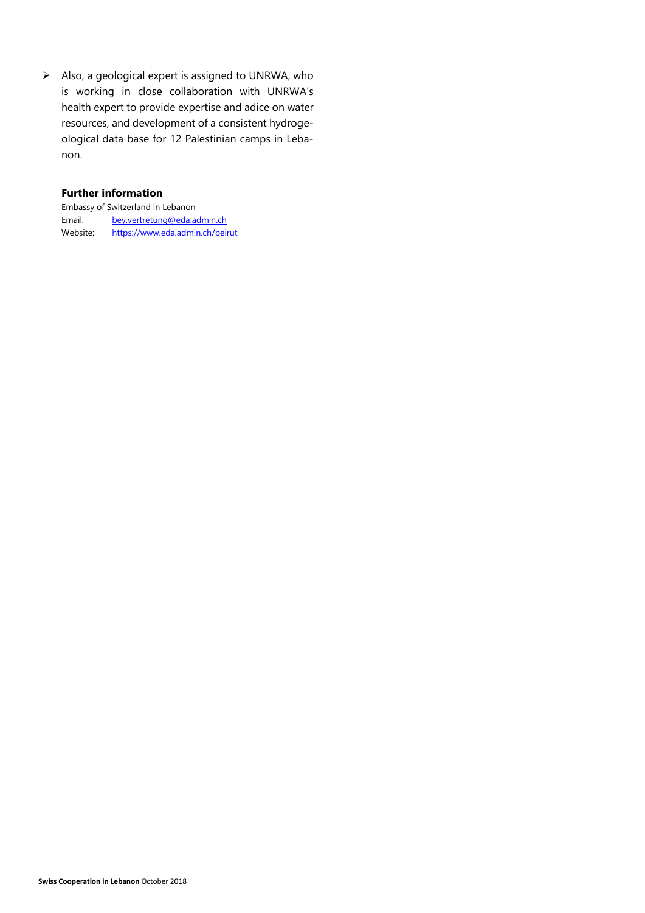- Also, a geological expert is assigned to UNRWA, who is working in close collaboration with UNRWA's health expert to provide expertise and adice on water resources, and development of a consistent hydrogeological data base for 12 Palestinian camps in Lebanon.

**Further information**

Embassy of Switzerland in Lebanon
Email: bey.vertretung@eda.admin.ch
Website: https://www.eda.admin.ch/beirut